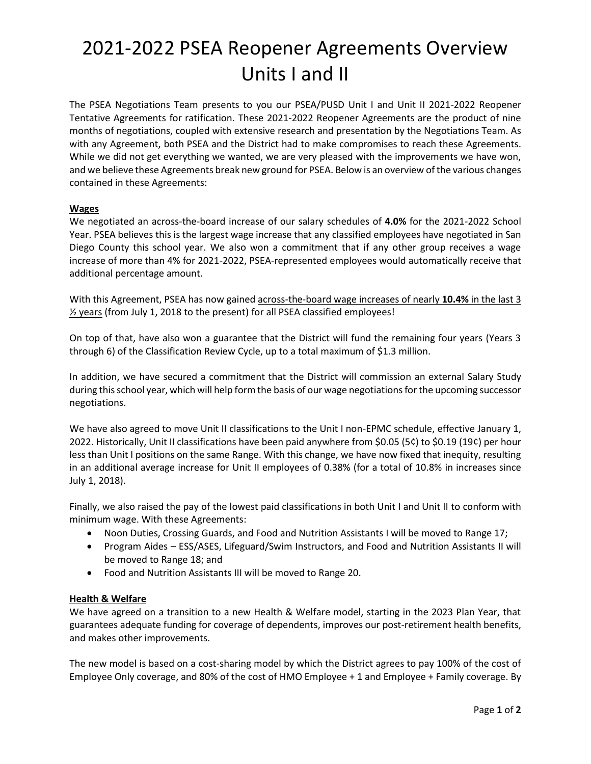# 2021-2022 PSEA Reopener Agreements Overview Units I and II

The PSEA Negotiations Team presents to you our PSEA/PUSD Unit I and Unit II 2021-2022 Reopener Tentative Agreements for ratification. These 2021-2022 Reopener Agreements are the product of nine months of negotiations, coupled with extensive research and presentation by the Negotiations Team. As with any Agreement, both PSEA and the District had to make compromises to reach these Agreements. While we did not get everything we wanted, we are very pleased with the improvements we have won, and we believe these Agreements break new ground for PSEA. Below is an overview of the various changes contained in these Agreements:

**Wages**

We negotiated an across-the-board increase of our salary schedules of **4.0%** for the 2021-2022 School Year. PSEA believes this is the largest wage increase that any classified employees have negotiated in San Diego County this school year. We also won a commitment that if any other group receives a wage increase of more than 4% for 2021-2022, PSEA-represented employees would automatically receive that additional percentage amount.

With this Agreement, PSEA has now gained across-the-board wage increases of nearly **10.4%** in the last 3 ½ years (from July 1, 2018 to the present) for all PSEA classified employees!

On top of that, have also won a guarantee that the District will fund the remaining four years (Years 3 through 6) of the Classification Review Cycle, up to a total maximum of $1.3 million.

In addition, we have secured a commitment that the District will commission an external Salary Study during this school year, which will help form the basis of our wage negotiations for the upcoming successor negotiations.

We have also agreed to move Unit II classifications to the Unit I non-EPMC schedule, effective January 1, 2022. Historically, Unit II classifications have been paid anywhere from $0.05 (5¢) to $0.19 (19¢) per hour less than Unit I positions on the same Range. With this change, we have now fixed that inequity, resulting in an additional average increase for Unit II employees of 0.38% (for a total of 10.8% in increases since July 1, 2018).

Finally, we also raised the pay of the lowest paid classifications in both Unit I and Unit II to conform with minimum wage. With these Agreements:

- Noon Duties, Crossing Guards, and Food and Nutrition Assistants I will be moved to Range 17;
- Program Aides – ESS/ASES, Lifeguard/Swim Instructors, and Food and Nutrition Assistants II will be moved to Range 18; and
- Food and Nutrition Assistants III will be moved to Range 20.

**Health & Welfare**

We have agreed on a transition to a new Health & Welfare model, starting in the 2023 Plan Year, that guarantees adequate funding for coverage of dependents, improves our post-retirement health benefits, and makes other improvements.

The new model is based on a cost-sharing model by which the District agrees to pay 100% of the cost of Employee Only coverage, and 80% of the cost of HMO Employee + 1 and Employee + Family coverage. By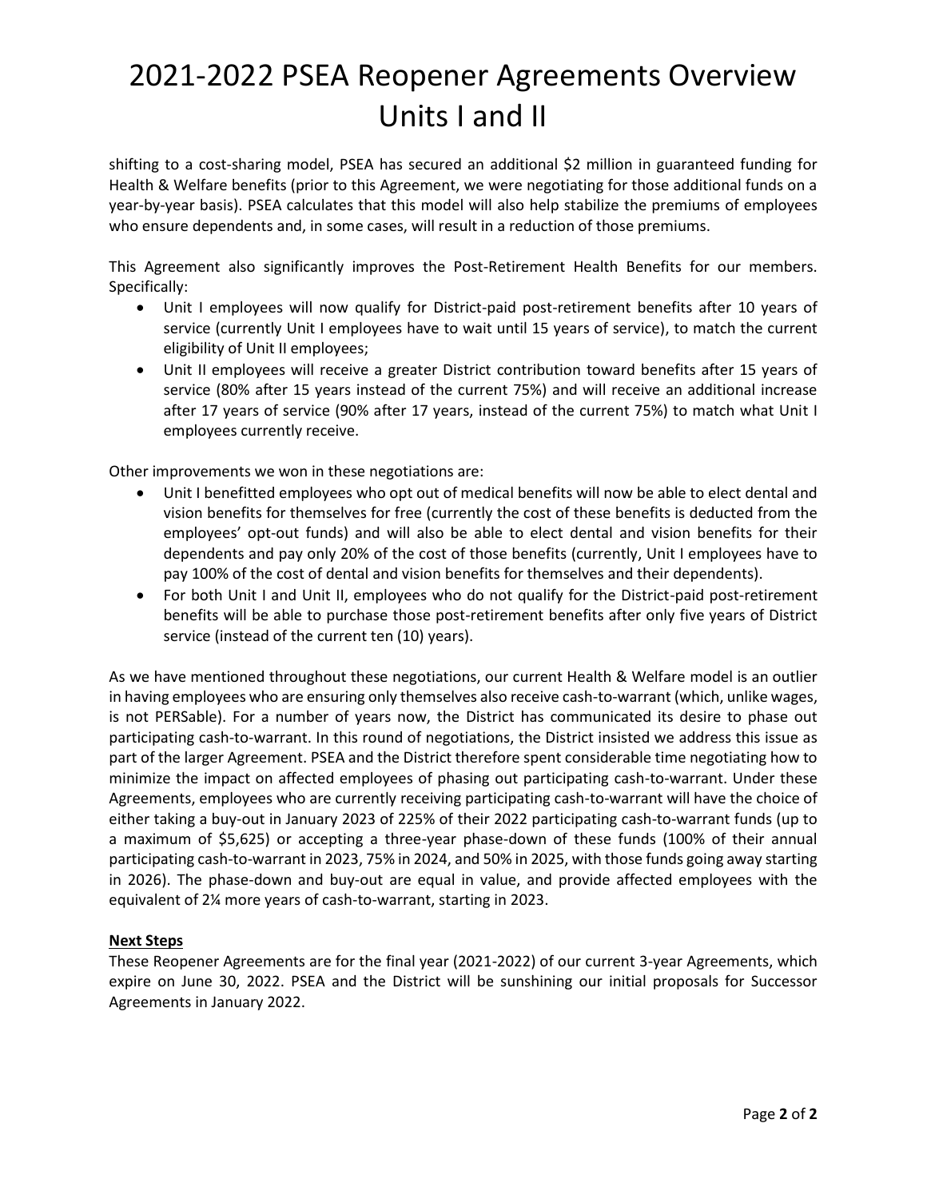# 2021-2022 PSEA Reopener Agreements Overview Units I and II

shifting to a cost-sharing model, PSEA has secured an additional $2 million in guaranteed funding for Health & Welfare benefits (prior to this Agreement, we were negotiating for those additional funds on a year-by-year basis). PSEA calculates that this model will also help stabilize the premiums of employees who ensure dependents and, in some cases, will result in a reduction of those premiums.

This Agreement also significantly improves the Post-Retirement Health Benefits for our members. Specifically:

- Unit I employees will now qualify for District-paid post-retirement benefits after 10 years of service (currently Unit I employees have to wait until 15 years of service), to match the current eligibility of Unit II employees;
- Unit II employees will receive a greater District contribution toward benefits after 15 years of service (80% after 15 years instead of the current 75%) and will receive an additional increase after 17 years of service (90% after 17 years, instead of the current 75%) to match what Unit I employees currently receive.

Other improvements we won in these negotiations are:

- Unit I benefitted employees who opt out of medical benefits will now be able to elect dental and vision benefits for themselves for free (currently the cost of these benefits is deducted from the employees' opt-out funds) and will also be able to elect dental and vision benefits for their dependents and pay only 20% of the cost of those benefits (currently, Unit I employees have to pay 100% of the cost of dental and vision benefits for themselves and their dependents).
- For both Unit I and Unit II, employees who do not qualify for the District-paid post-retirement benefits will be able to purchase those post-retirement benefits after only five years of District service (instead of the current ten (10) years).

As we have mentioned throughout these negotiations, our current Health & Welfare model is an outlier in having employees who are ensuring only themselves also receive cash-to-warrant (which, unlike wages, is not PERSable). For a number of years now, the District has communicated its desire to phase out participating cash-to-warrant. In this round of negotiations, the District insisted we address this issue as part of the larger Agreement. PSEA and the District therefore spent considerable time negotiating how to minimize the impact on affected employees of phasing out participating cash-to-warrant. Under these Agreements, employees who are currently receiving participating cash-to-warrant will have the choice of either taking a buy-out in January 2023 of 225% of their 2022 participating cash-to-warrant funds (up to a maximum of $5,625) or accepting a three-year phase-down of these funds (100% of their annual participating cash-to-warrant in 2023, 75% in 2024, and 50% in 2025, with those funds going away starting in 2026). The phase-down and buy-out are equal in value, and provide affected employees with the equivalent of 2¼ more years of cash-to-warrant, starting in 2023.

**Next Steps**

These Reopener Agreements are for the final year (2021-2022) of our current 3-year Agreements, which expire on June 30, 2022. PSEA and the District will be sunshining our initial proposals for Successor Agreements in January 2022.